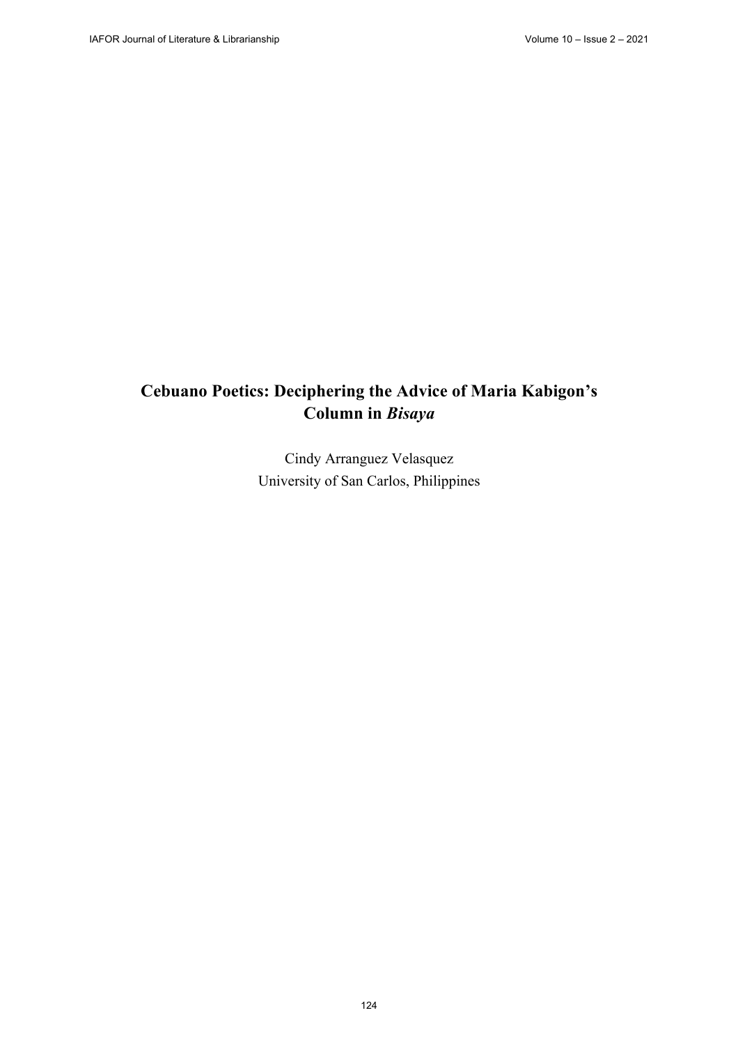# Cebuano Poetics: Deciphering the Advice of Maria Kabigon's Column in *Bisaya*

Cindy Arranguez Velasquez
University of San Carlos, Philippines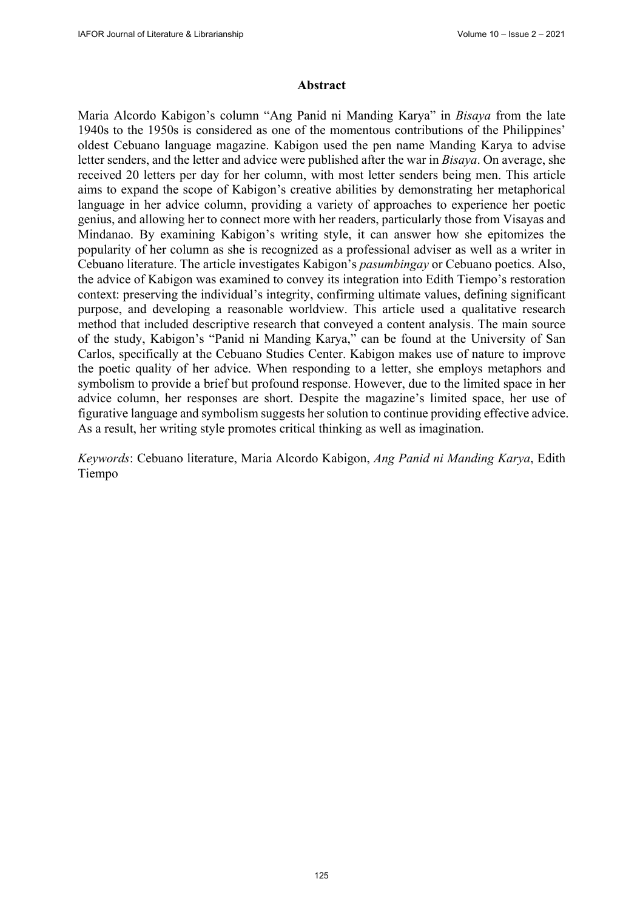## Abstract

Maria Alcordo Kabigon's column "Ang Panid ni Manding Karya" in *Bisaya* from the late 1940s to the 1950s is considered as one of the momentous contributions of the Philippines' oldest Cebuano language magazine. Kabigon used the pen name Manding Karya to advise letter senders, and the letter and advice were published after the war in *Bisaya*. On average, she received 20 letters per day for her column, with most letter senders being men. This article aims to expand the scope of Kabigon's creative abilities by demonstrating her metaphorical language in her advice column, providing a variety of approaches to experience her poetic genius, and allowing her to connect more with her readers, particularly those from Visayas and Mindanao. By examining Kabigon's writing style, it can answer how she epitomizes the popularity of her column as she is recognized as a professional adviser as well as a writer in Cebuano literature. The article investigates Kabigon's *pasumbingay* or Cebuano poetics. Also, the advice of Kabigon was examined to convey its integration into Edith Tiempo's restoration context: preserving the individual's integrity, confirming ultimate values, defining significant purpose, and developing a reasonable worldview. This article used a qualitative research method that included descriptive research that conveyed a content analysis. The main source of the study, Kabigon's "Panid ni Manding Karya," can be found at the University of San Carlos, specifically at the Cebuano Studies Center. Kabigon makes use of nature to improve the poetic quality of her advice. When responding to a letter, she employs metaphors and symbolism to provide a brief but profound response. However, due to the limited space in her advice column, her responses are short. Despite the magazine's limited space, her use of figurative language and symbolism suggests her solution to continue providing effective advice. As a result, her writing style promotes critical thinking as well as imagination.

*Keywords*: Cebuano literature, Maria Alcordo Kabigon, *Ang Panid ni Manding Karya*, Edith Tiempo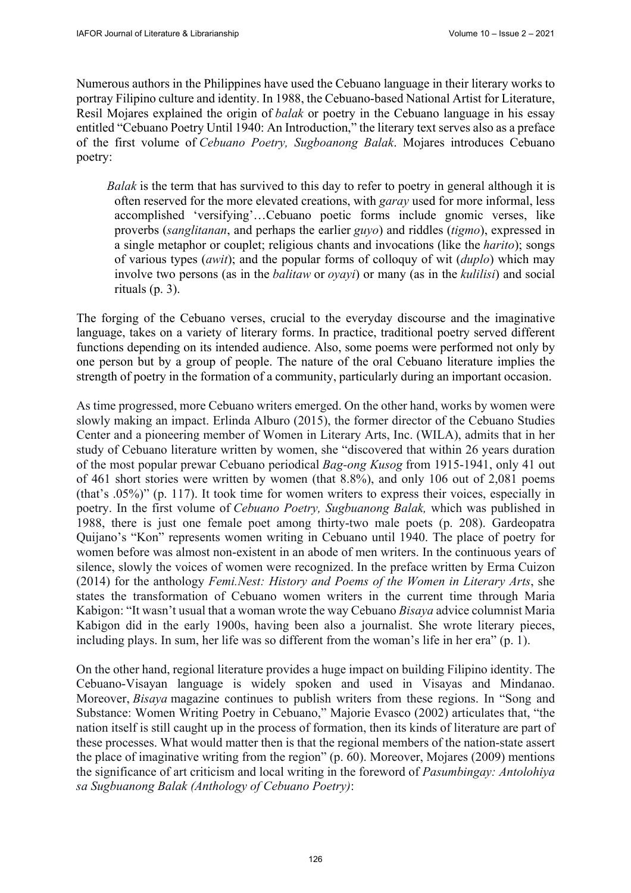Numerous authors in the Philippines have used the Cebuano language in their literary works to portray Filipino culture and identity. In 1988, the Cebuano-based National Artist for Literature, Resil Mojares explained the origin of *balak* or poetry in the Cebuano language in his essay entitled "Cebuano Poetry Until 1940: An Introduction," the literary text serves also as a preface of the first volume of *Cebuano Poetry, Sugboanong Balak*. Mojares introduces Cebuano poetry:

> *Balak* is the term that has survived to this day to refer to poetry in general although it is often reserved for the more elevated creations, with *garay* used for more informal, less accomplished 'versifying'…Cebuano poetic forms include gnomic verses, like proverbs (*sanglitanan*, and perhaps the earlier *guyo*) and riddles (*tigmo*), expressed in a single metaphor or couplet; religious chants and invocations (like the *harito*); songs of various types (*awit*); and the popular forms of colloquy of wit (*duplo*) which may involve two persons (as in the *balitaw* or *oyayi*) or many (as in the *kulilisi*) and social rituals (p. 3).

The forging of the Cebuano verses, crucial to the everyday discourse and the imaginative language, takes on a variety of literary forms. In practice, traditional poetry served different functions depending on its intended audience. Also, some poems were performed not only by one person but by a group of people. The nature of the oral Cebuano literature implies the strength of poetry in the formation of a community, particularly during an important occasion.

As time progressed, more Cebuano writers emerged. On the other hand, works by women were slowly making an impact. Erlinda Alburo (2015), the former director of the Cebuano Studies Center and a pioneering member of Women in Literary Arts, Inc. (WILA), admits that in her study of Cebuano literature written by women, she "discovered that within 26 years duration of the most popular prewar Cebuano periodical *Bag-ong Kusog* from 1915-1941, only 41 out of 461 short stories were written by women (that 8.8%), and only 106 out of 2,081 poems (that's .05%)" (p. 117). It took time for women writers to express their voices, especially in poetry. In the first volume of *Cebuano Poetry, Sugbuanong Balak,* which was published in 1988, there is just one female poet among thirty-two male poets (p. 208). Gardeopatra Quijano's "Kon" represents women writing in Cebuano until 1940. The place of poetry for women before was almost non-existent in an abode of men writers. In the continuous years of silence, slowly the voices of women were recognized. In the preface written by Erma Cuizon (2014) for the anthology *Femi.Nest: History and Poems of the Women in Literary Arts*, she states the transformation of Cebuano women writers in the current time through Maria Kabigon: "It wasn't usual that a woman wrote the way Cebuano *Bisaya* advice columnist Maria Kabigon did in the early 1900s, having been also a journalist. She wrote literary pieces, including plays. In sum, her life was so different from the woman's life in her era" (p. 1).

On the other hand, regional literature provides a huge impact on building Filipino identity. The Cebuano-Visayan language is widely spoken and used in Visayas and Mindanao. Moreover, *Bisaya* magazine continues to publish writers from these regions. In "Song and Substance: Women Writing Poetry in Cebuano," Majorie Evasco (2002) articulates that, "the nation itself is still caught up in the process of formation, then its kinds of literature are part of these processes. What would matter then is that the regional members of the nation-state assert the place of imaginative writing from the region" (p. 60). Moreover, Mojares (2009) mentions the significance of art criticism and local writing in the foreword of *Pasumbingay: Antolohiya sa Sugbuanong Balak (Anthology of Cebuano Poetry)*: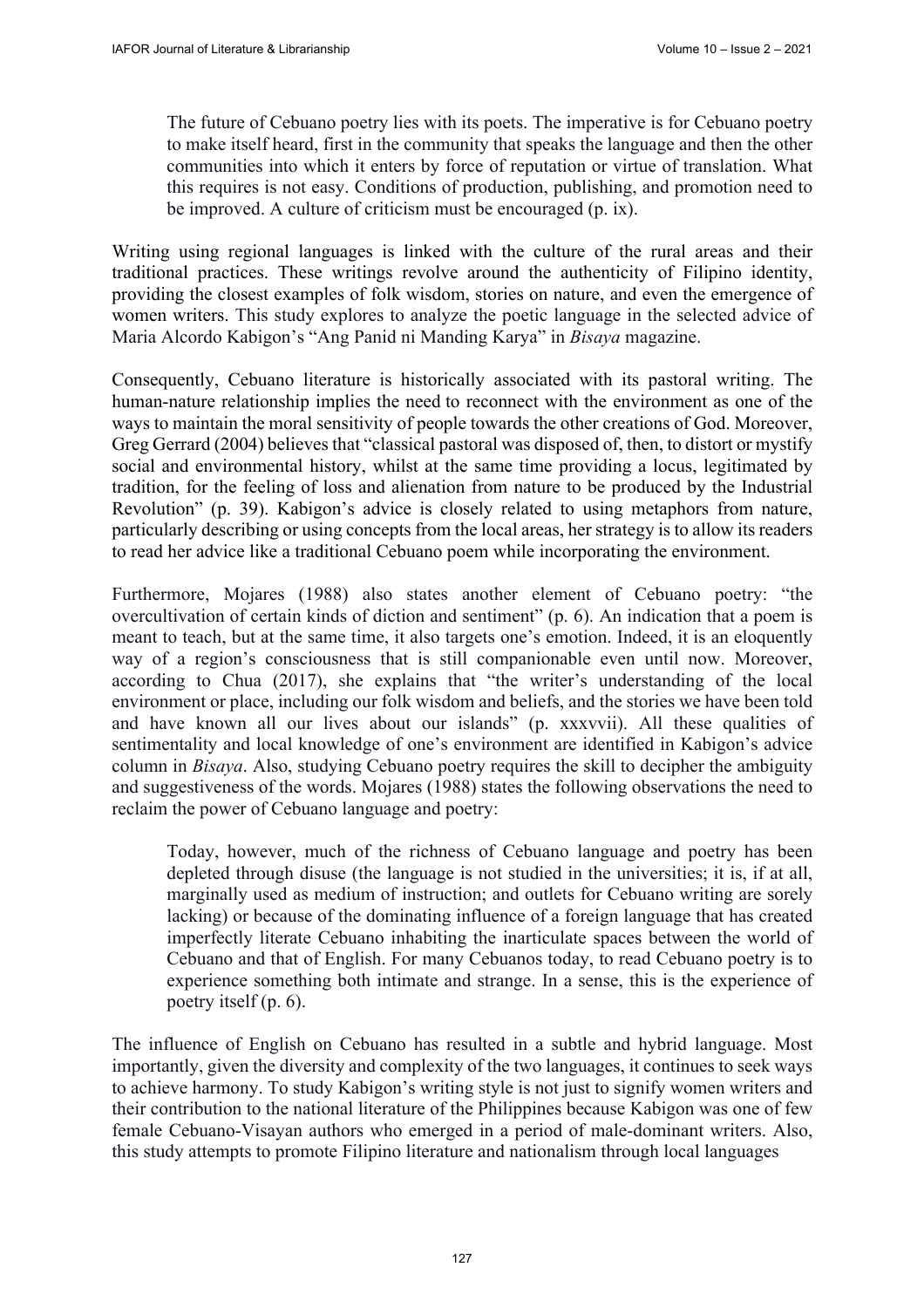> The future of Cebuano poetry lies with its poets. The imperative is for Cebuano poetry to make itself heard, first in the community that speaks the language and then the other communities into which it enters by force of reputation or virtue of translation. What this requires is not easy. Conditions of production, publishing, and promotion need to be improved. A culture of criticism must be encouraged (p. ix).

Writing using regional languages is linked with the culture of the rural areas and their traditional practices. These writings revolve around the authenticity of Filipino identity, providing the closest examples of folk wisdom, stories on nature, and even the emergence of women writers. This study explores to analyze the poetic language in the selected advice of Maria Alcordo Kabigon's "Ang Panid ni Manding Karya" in *Bisaya* magazine.

Consequently, Cebuano literature is historically associated with its pastoral writing. The human-nature relationship implies the need to reconnect with the environment as one of the ways to maintain the moral sensitivity of people towards the other creations of God. Moreover, Greg Gerrard (2004) believes that "classical pastoral was disposed of, then, to distort or mystify social and environmental history, whilst at the same time providing a locus, legitimated by tradition, for the feeling of loss and alienation from nature to be produced by the Industrial Revolution" (p. 39). Kabigon's advice is closely related to using metaphors from nature, particularly describing or using concepts from the local areas, her strategy is to allow its readers to read her advice like a traditional Cebuano poem while incorporating the environment.

Furthermore, Mojares (1988) also states another element of Cebuano poetry: "the overcultivation of certain kinds of diction and sentiment" (p. 6). An indication that a poem is meant to teach, but at the same time, it also targets one's emotion. Indeed, it is an eloquently way of a region's consciousness that is still companionable even until now. Moreover, according to Chua (2017), she explains that "the writer's understanding of the local environment or place, including our folk wisdom and beliefs, and the stories we have been told and have known all our lives about our islands" (p. xxxvvii). All these qualities of sentimentality and local knowledge of one's environment are identified in Kabigon's advice column in *Bisaya*. Also, studying Cebuano poetry requires the skill to decipher the ambiguity and suggestiveness of the words. Mojares (1988) states the following observations the need to reclaim the power of Cebuano language and poetry:

> Today, however, much of the richness of Cebuano language and poetry has been depleted through disuse (the language is not studied in the universities; it is, if at all, marginally used as medium of instruction; and outlets for Cebuano writing are sorely lacking) or because of the dominating influence of a foreign language that has created imperfectly literate Cebuano inhabiting the inarticulate spaces between the world of Cebuano and that of English. For many Cebuanos today, to read Cebuano poetry is to experience something both intimate and strange. In a sense, this is the experience of poetry itself (p. 6).

The influence of English on Cebuano has resulted in a subtle and hybrid language. Most importantly, given the diversity and complexity of the two languages, it continues to seek ways to achieve harmony. To study Kabigon's writing style is not just to signify women writers and their contribution to the national literature of the Philippines because Kabigon was one of few female Cebuano-Visayan authors who emerged in a period of male-dominant writers. Also, this study attempts to promote Filipino literature and nationalism through local languages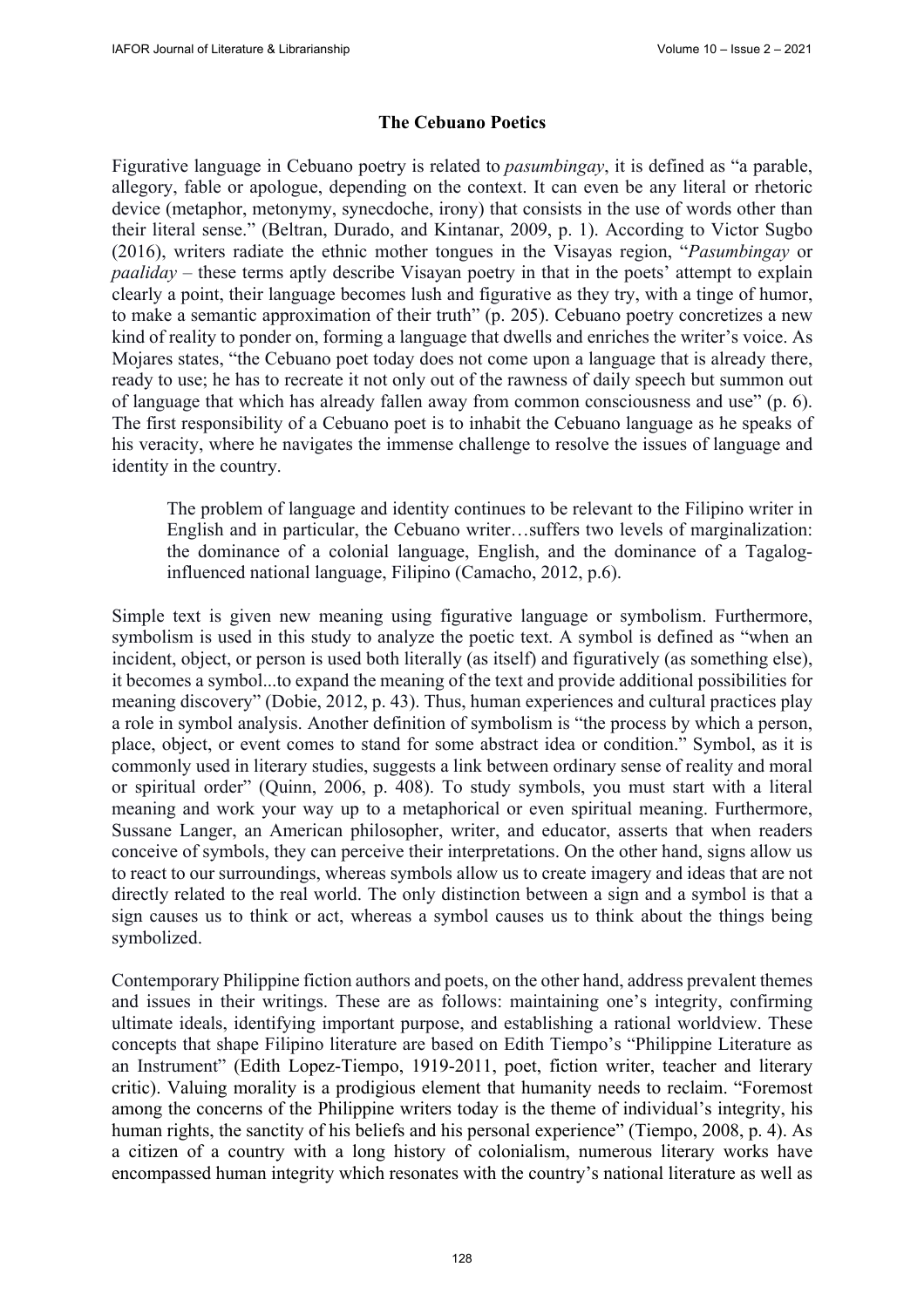## The Cebuano Poetics

Figurative language in Cebuano poetry is related to *pasumbingay*, it is defined as "a parable, allegory, fable or apologue, depending on the context. It can even be any literal or rhetoric device (metaphor, metonymy, synecdoche, irony) that consists in the use of words other than their literal sense." (Beltran, Durado, and Kintanar, 2009, p. 1). According to Victor Sugbo (2016), writers radiate the ethnic mother tongues in the Visayas region, "*Pasumbingay* or *paaliday* – these terms aptly describe Visayan poetry in that in the poets' attempt to explain clearly a point, their language becomes lush and figurative as they try, with a tinge of humor, to make a semantic approximation of their truth" (p. 205). Cebuano poetry concretizes a new kind of reality to ponder on, forming a language that dwells and enriches the writer's voice. As Mojares states, "the Cebuano poet today does not come upon a language that is already there, ready to use; he has to recreate it not only out of the rawness of daily speech but summon out of language that which has already fallen away from common consciousness and use" (p. 6). The first responsibility of a Cebuano poet is to inhabit the Cebuano language as he speaks of his veracity, where he navigates the immense challenge to resolve the issues of language and identity in the country.

> The problem of language and identity continues to be relevant to the Filipino writer in English and in particular, the Cebuano writer…suffers two levels of marginalization: the dominance of a colonial language, English, and the dominance of a Tagalog-influenced national language, Filipino (Camacho, 2012, p.6).

Simple text is given new meaning using figurative language or symbolism. Furthermore, symbolism is used in this study to analyze the poetic text. A symbol is defined as "when an incident, object, or person is used both literally (as itself) and figuratively (as something else), it becomes a symbol...to expand the meaning of the text and provide additional possibilities for meaning discovery" (Dobie, 2012, p. 43). Thus, human experiences and cultural practices play a role in symbol analysis. Another definition of symbolism is "the process by which a person, place, object, or event comes to stand for some abstract idea or condition." Symbol, as it is commonly used in literary studies, suggests a link between ordinary sense of reality and moral or spiritual order" (Quinn, 2006, p. 408). To study symbols, you must start with a literal meaning and work your way up to a metaphorical or even spiritual meaning. Furthermore, Sussane Langer, an American philosopher, writer, and educator, asserts that when readers conceive of symbols, they can perceive their interpretations. On the other hand, signs allow us to react to our surroundings, whereas symbols allow us to create imagery and ideas that are not directly related to the real world. The only distinction between a sign and a symbol is that a sign causes us to think or act, whereas a symbol causes us to think about the things being symbolized.

Contemporary Philippine fiction authors and poets, on the other hand, address prevalent themes and issues in their writings. These are as follows: maintaining one's integrity, confirming ultimate ideals, identifying important purpose, and establishing a rational worldview. These concepts that shape Filipino literature are based on Edith Tiempo's "Philippine Literature as an Instrument" (Edith Lopez-Tiempo, 1919-2011, poet, fiction writer, teacher and literary critic). Valuing morality is a prodigious element that humanity needs to reclaim. "Foremost among the concerns of the Philippine writers today is the theme of individual's integrity, his human rights, the sanctity of his beliefs and his personal experience" (Tiempo, 2008, p. 4). As a citizen of a country with a long history of colonialism, numerous literary works have encompassed human integrity which resonates with the country's national literature as well as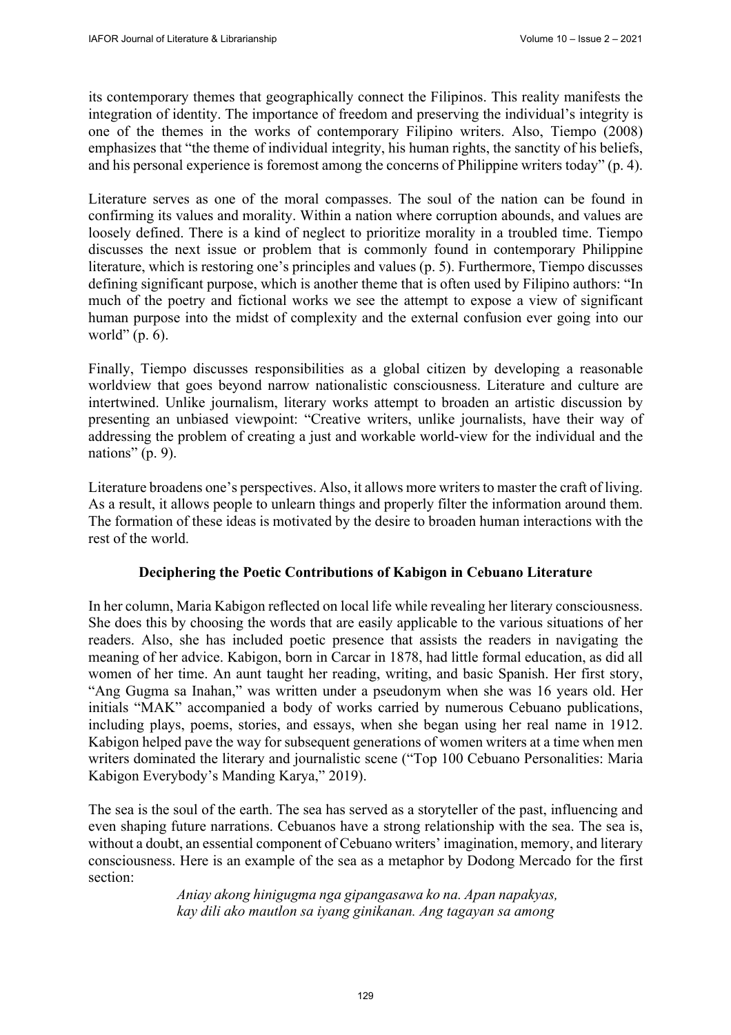its contemporary themes that geographically connect the Filipinos. This reality manifests the integration of identity. The importance of freedom and preserving the individual's integrity is one of the themes in the works of contemporary Filipino writers. Also, Tiempo (2008) emphasizes that "the theme of individual integrity, his human rights, the sanctity of his beliefs, and his personal experience is foremost among the concerns of Philippine writers today" (p. 4).

Literature serves as one of the moral compasses. The soul of the nation can be found in confirming its values and morality. Within a nation where corruption abounds, and values are loosely defined. There is a kind of neglect to prioritize morality in a troubled time. Tiempo discusses the next issue or problem that is commonly found in contemporary Philippine literature, which is restoring one's principles and values (p. 5). Furthermore, Tiempo discusses defining significant purpose, which is another theme that is often used by Filipino authors: "In much of the poetry and fictional works we see the attempt to expose a view of significant human purpose into the midst of complexity and the external confusion ever going into our world" (p. 6).

Finally, Tiempo discusses responsibilities as a global citizen by developing a reasonable worldview that goes beyond narrow nationalistic consciousness. Literature and culture are intertwined. Unlike journalism, literary works attempt to broaden an artistic discussion by presenting an unbiased viewpoint: "Creative writers, unlike journalists, have their way of addressing the problem of creating a just and workable world-view for the individual and the nations" (p. 9).

Literature broadens one's perspectives. Also, it allows more writers to master the craft of living. As a result, it allows people to unlearn things and properly filter the information around them. The formation of these ideas is motivated by the desire to broaden human interactions with the rest of the world.

### Deciphering the Poetic Contributions of Kabigon in Cebuano Literature

In her column, Maria Kabigon reflected on local life while revealing her literary consciousness. She does this by choosing the words that are easily applicable to the various situations of her readers. Also, she has included poetic presence that assists the readers in navigating the meaning of her advice. Kabigon, born in Carcar in 1878, had little formal education, as did all women of her time. An aunt taught her reading, writing, and basic Spanish. Her first story, "Ang Gugma sa Inahan," was written under a pseudonym when she was 16 years old. Her initials "MAK" accompanied a body of works carried by numerous Cebuano publications, including plays, poems, stories, and essays, when she began using her real name in 1912. Kabigon helped pave the way for subsequent generations of women writers at a time when men writers dominated the literary and journalistic scene ("Top 100 Cebuano Personalities: Maria Kabigon Everybody's Manding Karya," 2019).

The sea is the soul of the earth. The sea has served as a storyteller of the past, influencing and even shaping future narrations. Cebuanos have a strong relationship with the sea. The sea is, without a doubt, an essential component of Cebuano writers' imagination, memory, and literary consciousness. Here is an example of the sea as a metaphor by Dodong Mercado for the first section:

> *Aniay akong hinigugma nga gipangasawa ko na. Apan napakyas, kay dili ako mautlon sa iyang ginikanan. Ang tagayan sa among*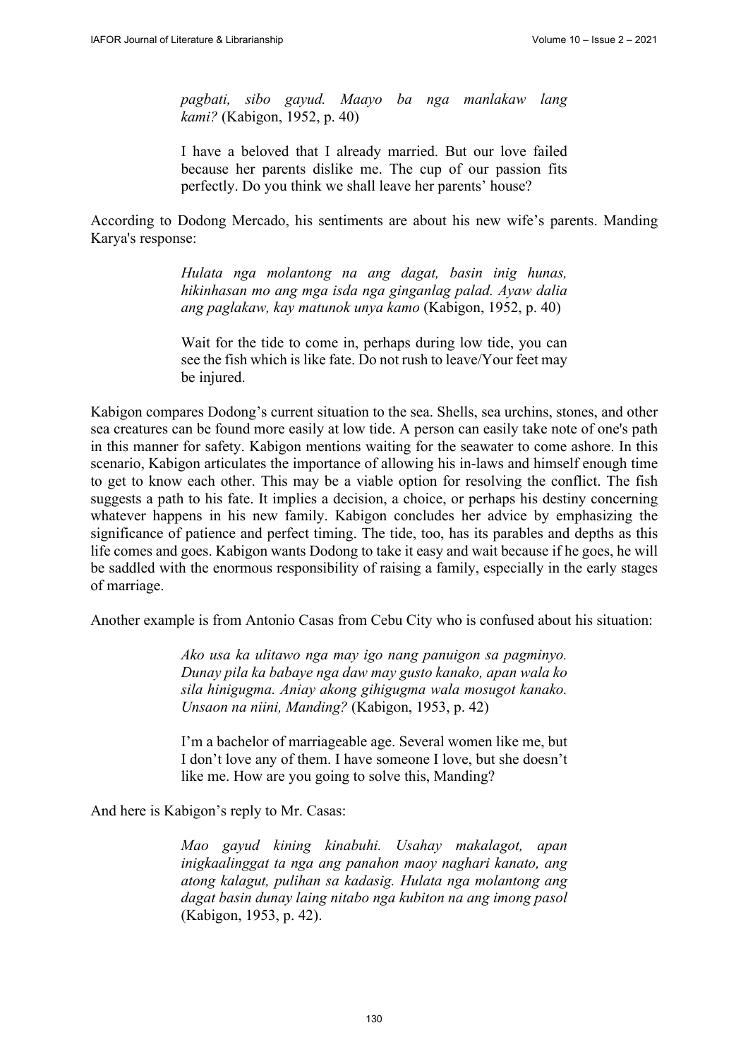> *pagbati, sibo gayud. Maayo ba nga manlakaw lang kami?* (Kabigon, 1952, p. 40)
>
> I have a beloved that I already married. But our love failed because her parents dislike me. The cup of our passion fits perfectly. Do you think we shall leave her parents' house?

According to Dodong Mercado, his sentiments are about his new wife's parents. Manding Karya's response:

> *Hulata nga molantong na ang dagat, basin inig hunas, hikinhasan mo ang mga isda nga ginganlag palad. Ayaw dalia ang paglakaw, kay matunok unya kamo* (Kabigon, 1952, p. 40)
>
> Wait for the tide to come in, perhaps during low tide, you can see the fish which is like fate. Do not rush to leave/Your feet may be injured.

Kabigon compares Dodong's current situation to the sea. Shells, sea urchins, stones, and other sea creatures can be found more easily at low tide. A person can easily take note of one's path in this manner for safety. Kabigon mentions waiting for the seawater to come ashore. In this scenario, Kabigon articulates the importance of allowing his in-laws and himself enough time to get to know each other. This may be a viable option for resolving the conflict. The fish suggests a path to his fate. It implies a decision, a choice, or perhaps his destiny concerning whatever happens in his new family. Kabigon concludes her advice by emphasizing the significance of patience and perfect timing. The tide, too, has its parables and depths as this life comes and goes. Kabigon wants Dodong to take it easy and wait because if he goes, he will be saddled with the enormous responsibility of raising a family, especially in the early stages of marriage.

Another example is from Antonio Casas from Cebu City who is confused about his situation:

> *Ako usa ka ulitawo nga may igo nang panuigon sa pagminyo. Dunay pila ka babaye nga daw may gusto kanako, apan wala ko sila hinigugma. Aniay akong gihigugma wala mosugot kanako. Unsaon na niini, Manding?* (Kabigon, 1953, p. 42)
>
> I'm a bachelor of marriageable age. Several women like me, but I don't love any of them. I have someone I love, but she doesn't like me. How are you going to solve this, Manding?

And here is Kabigon's reply to Mr. Casas:

> *Mao gayud kining kinabuhi. Usahay makalagot, apan inigkaalinggat ta nga ang panahon maoy naghari kanato, ang atong kalagut, pulihan sa kadasig. Hulata nga molantong ang dagat basin dunay laing nitabo nga kubiton na ang imong pasol* (Kabigon, 1953, p. 42).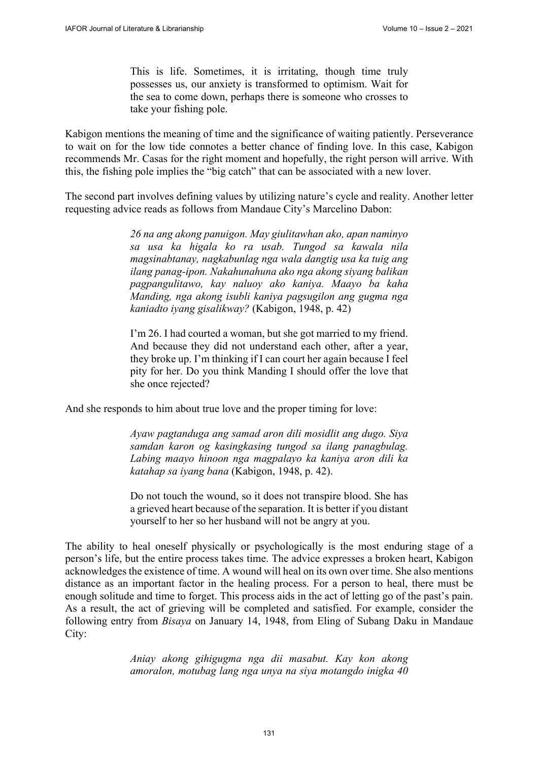> This is life. Sometimes, it is irritating, though time truly possesses us, our anxiety is transformed to optimism. Wait for the sea to come down, perhaps there is someone who crosses to take your fishing pole.

Kabigon mentions the meaning of time and the significance of waiting patiently. Perseverance to wait on for the low tide connotes a better chance of finding love. In this case, Kabigon recommends Mr. Casas for the right moment and hopefully, the right person will arrive. With this, the fishing pole implies the "big catch" that can be associated with a new lover.

The second part involves defining values by utilizing nature's cycle and reality. Another letter requesting advice reads as follows from Mandaue City's Marcelino Dabon:

> *26 na ang akong panuigon. May giulitawhan ako, apan naminyo sa usa ka higala ko ra usab. Tungod sa kawala nila magsinabtanay, nagkabunlag nga wala dangtig usa ka tuig ang ilang panag-ipon. Nakahunahuna ako nga akong siyang balikan pagpangulitawo, kay naluoy ako kaniya. Maayo ba kaha Manding, nga akong isubli kaniya pagsugilon ang gugma nga kaniadto iyang gisalikway?* (Kabigon, 1948, p. 42)
>
> I'm 26. I had courted a woman, but she got married to my friend. And because they did not understand each other, after a year, they broke up. I'm thinking if I can court her again because I feel pity for her. Do you think Manding I should offer the love that she once rejected?

And she responds to him about true love and the proper timing for love:

> *Ayaw pagtanduga ang samad aron dili mosidlit ang dugo. Siya samdan karon og kasingkasing tungod sa ilang panagbulag. Labing maayo hinoon nga magpalayo ka kaniya aron dili ka katahap sa iyang bana* (Kabigon, 1948, p. 42).
>
> Do not touch the wound, so it does not transpire blood. She has a grieved heart because of the separation. It is better if you distant yourself to her so her husband will not be angry at you.

The ability to heal oneself physically or psychologically is the most enduring stage of a person's life, but the entire process takes time. The advice expresses a broken heart, Kabigon acknowledges the existence of time. A wound will heal on its own over time. She also mentions distance as an important factor in the healing process. For a person to heal, there must be enough solitude and time to forget. This process aids in the act of letting go of the past's pain. As a result, the act of grieving will be completed and satisfied. For example, consider the following entry from *Bisaya* on January 14, 1948, from Eling of Subang Daku in Mandaue City:

> *Aniay akong gihigugma nga dii masabut. Kay kon akong amoralon, motubag lang nga unya na siya motangdo inigka 40*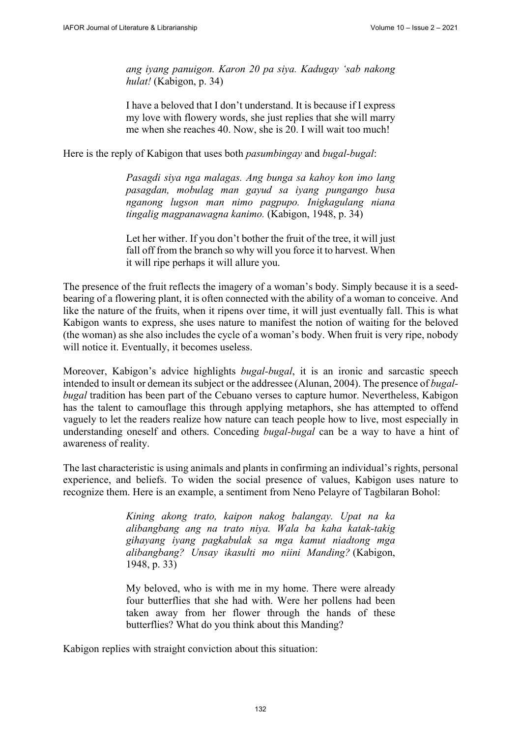> *ang iyang panuigon. Karon 20 pa siya. Kadugay 'sab nakong hulat!* (Kabigon, p. 34)
>
> I have a beloved that I don't understand. It is because if I express my love with flowery words, she just replies that she will marry me when she reaches 40. Now, she is 20. I will wait too much!

Here is the reply of Kabigon that uses both *pasumbingay* and *bugal-bugal*:

> *Pasagdi siya nga malagas. Ang bunga sa kahoy kon imo lang pasagdan, mobulag man gayud sa iyang pungango busa nganong lugson man nimo pagpupo. Inigkagulang niana tingalig magpanawagna kanimo.* (Kabigon, 1948, p. 34)
>
> Let her wither. If you don't bother the fruit of the tree, it will just fall off from the branch so why will you force it to harvest. When it will ripe perhaps it will allure you.

The presence of the fruit reflects the imagery of a woman's body. Simply because it is a seed-bearing of a flowering plant, it is often connected with the ability of a woman to conceive. And like the nature of the fruits, when it ripens over time, it will just eventually fall. This is what Kabigon wants to express, she uses nature to manifest the notion of waiting for the beloved (the woman) as she also includes the cycle of a woman's body. When fruit is very ripe, nobody will notice it. Eventually, it becomes useless.

Moreover, Kabigon's advice highlights *bugal-bugal*, it is an ironic and sarcastic speech intended to insult or demean its subject or the addressee (Alunan, 2004). The presence of *bugal-bugal* tradition has been part of the Cebuano verses to capture humor. Nevertheless, Kabigon has the talent to camouflage this through applying metaphors, she has attempted to offend vaguely to let the readers realize how nature can teach people how to live, most especially in understanding oneself and others. Conceding *bugal-bugal* can be a way to have a hint of awareness of reality.

The last characteristic is using animals and plants in confirming an individual's rights, personal experience, and beliefs. To widen the social presence of values, Kabigon uses nature to recognize them. Here is an example, a sentiment from Neno Pelayre of Tagbilaran Bohol:

> *Kining akong trato, kaipon nakog balangay. Upat na ka alibangbang ang na trato niya. Wala ba kaha katak-takig gihayang iyang pagkabulak sa mga kamut niadtong mga alibangbang? Unsay ikasulti mo niini Manding?* (Kabigon, 1948, p. 33)
>
> My beloved, who is with me in my home. There were already four butterflies that she had with. Were her pollens had been taken away from her flower through the hands of these butterflies? What do you think about this Manding?

Kabigon replies with straight conviction about this situation: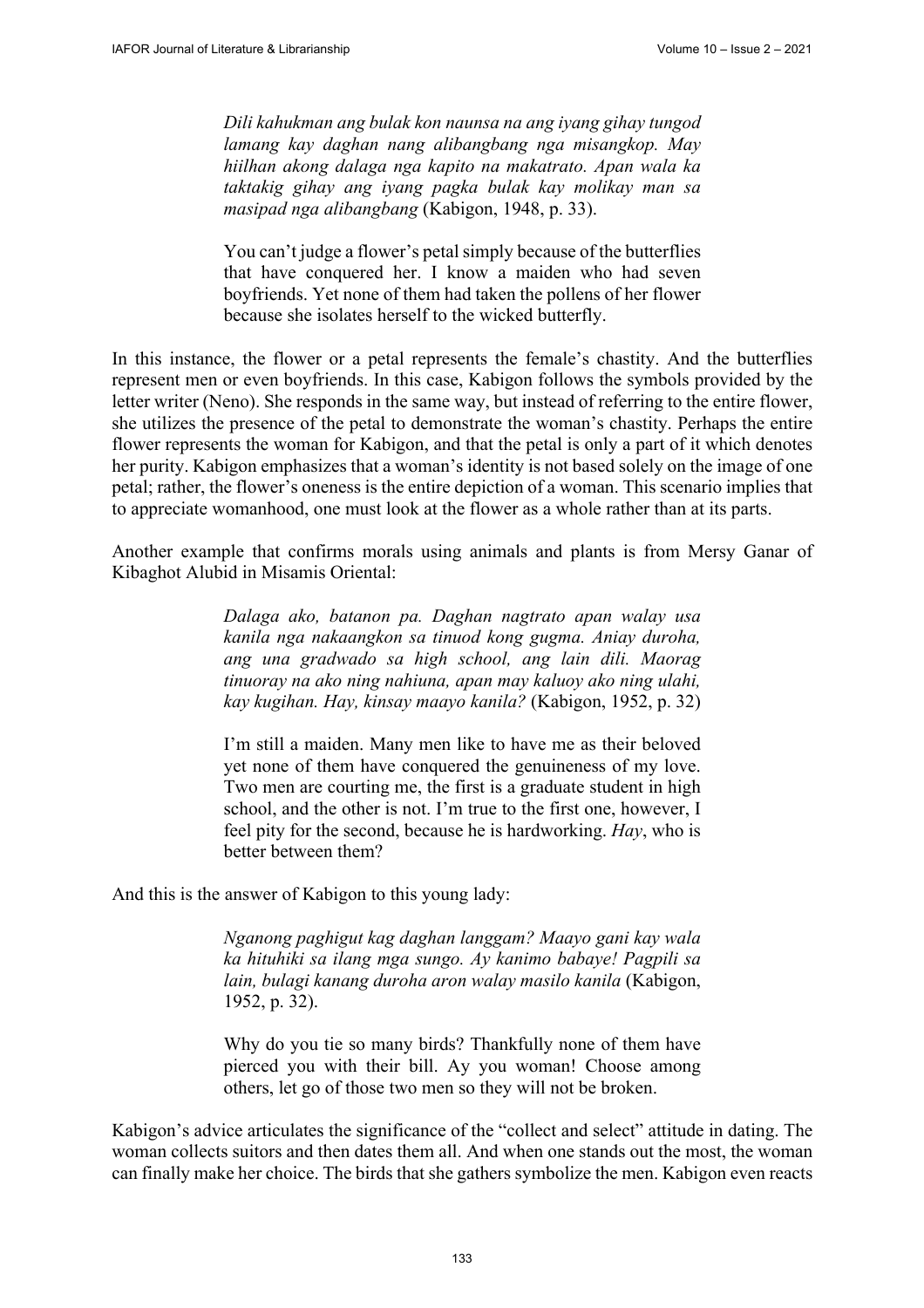> *Dili kahukman ang bulak kon naunsa na ang iyang gihay tungod lamang kay daghan nang alibangbang nga misangkop. May hiilhan akong dalaga nga kapito na makatrato. Apan wala ka taktakig gihay ang iyang pagka bulak kay molikay man sa masipad nga alibangbang* (Kabigon, 1948, p. 33).
>
> You can't judge a flower's petal simply because of the butterflies that have conquered her. I know a maiden who had seven boyfriends. Yet none of them had taken the pollens of her flower because she isolates herself to the wicked butterfly.

In this instance, the flower or a petal represents the female's chastity. And the butterflies represent men or even boyfriends. In this case, Kabigon follows the symbols provided by the letter writer (Neno). She responds in the same way, but instead of referring to the entire flower, she utilizes the presence of the petal to demonstrate the woman's chastity. Perhaps the entire flower represents the woman for Kabigon, and that the petal is only a part of it which denotes her purity. Kabigon emphasizes that a woman's identity is not based solely on the image of one petal; rather, the flower's oneness is the entire depiction of a woman. This scenario implies that to appreciate womanhood, one must look at the flower as a whole rather than at its parts.

Another example that confirms morals using animals and plants is from Mersy Ganar of Kibaghot Alubid in Misamis Oriental:

> *Dalaga ako, batanon pa. Daghan nagtrato apan walay usa kanila nga nakaangkon sa tinuod kong gugma. Aniay duroha, ang una gradwado sa high school, ang lain dili. Maorag tinuoray na ako ning nahiuna, apan may kaluoy ako ning ulahi, kay kugihan. Hay, kinsay maayo kanila?* (Kabigon, 1952, p. 32)
>
> I'm still a maiden. Many men like to have me as their beloved yet none of them have conquered the genuineness of my love. Two men are courting me, the first is a graduate student in high school, and the other is not. I'm true to the first one, however, I feel pity for the second, because he is hardworking. *Hay*, who is better between them?

And this is the answer of Kabigon to this young lady:

> *Nganong paghigut kag daghan langgam? Maayo gani kay wala ka hituhiki sa ilang mga sungo. Ay kanimo babaye! Pagpili sa lain, bulagi kanang duroha aron walay masilo kanila* (Kabigon, 1952, p. 32).
>
> Why do you tie so many birds? Thankfully none of them have pierced you with their bill. Ay you woman! Choose among others, let go of those two men so they will not be broken.

Kabigon's advice articulates the significance of the "collect and select" attitude in dating. The woman collects suitors and then dates them all. And when one stands out the most, the woman can finally make her choice. The birds that she gathers symbolize the men. Kabigon even reacts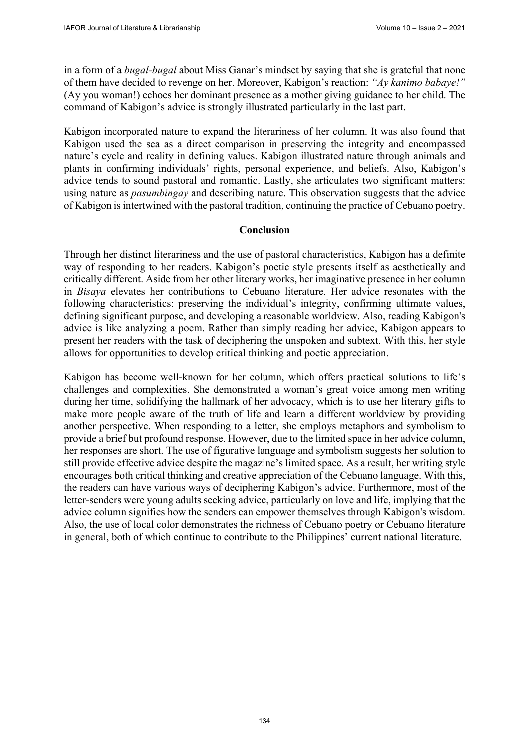in a form of a *bugal-bugal* about Miss Ganar's mindset by saying that she is grateful that none of them have decided to revenge on her. Moreover, Kabigon's reaction: *"Ay kanimo babaye!"* (Ay you woman!) echoes her dominant presence as a mother giving guidance to her child. The command of Kabigon's advice is strongly illustrated particularly in the last part.

Kabigon incorporated nature to expand the literariness of her column. It was also found that Kabigon used the sea as a direct comparison in preserving the integrity and encompassed nature's cycle and reality in defining values. Kabigon illustrated nature through animals and plants in confirming individuals' rights, personal experience, and beliefs. Also, Kabigon's advice tends to sound pastoral and romantic. Lastly, she articulates two significant matters: using nature as *pasumbingay* and describing nature. This observation suggests that the advice of Kabigon is intertwined with the pastoral tradition, continuing the practice of Cebuano poetry.

## Conclusion

Through her distinct literariness and the use of pastoral characteristics, Kabigon has a definite way of responding to her readers. Kabigon's poetic style presents itself as aesthetically and critically different. Aside from her other literary works, her imaginative presence in her column in *Bisaya* elevates her contributions to Cebuano literature. Her advice resonates with the following characteristics: preserving the individual's integrity, confirming ultimate values, defining significant purpose, and developing a reasonable worldview. Also, reading Kabigon's advice is like analyzing a poem. Rather than simply reading her advice, Kabigon appears to present her readers with the task of deciphering the unspoken and subtext. With this, her style allows for opportunities to develop critical thinking and poetic appreciation.

Kabigon has become well-known for her column, which offers practical solutions to life's challenges and complexities. She demonstrated a woman's great voice among men writing during her time, solidifying the hallmark of her advocacy, which is to use her literary gifts to make more people aware of the truth of life and learn a different worldview by providing another perspective. When responding to a letter, she employs metaphors and symbolism to provide a brief but profound response. However, due to the limited space in her advice column, her responses are short. The use of figurative language and symbolism suggests her solution to still provide effective advice despite the magazine's limited space. As a result, her writing style encourages both critical thinking and creative appreciation of the Cebuano language. With this, the readers can have various ways of deciphering Kabigon's advice. Furthermore, most of the letter-senders were young adults seeking advice, particularly on love and life, implying that the advice column signifies how the senders can empower themselves through Kabigon's wisdom. Also, the use of local color demonstrates the richness of Cebuano poetry or Cebuano literature in general, both of which continue to contribute to the Philippines' current national literature.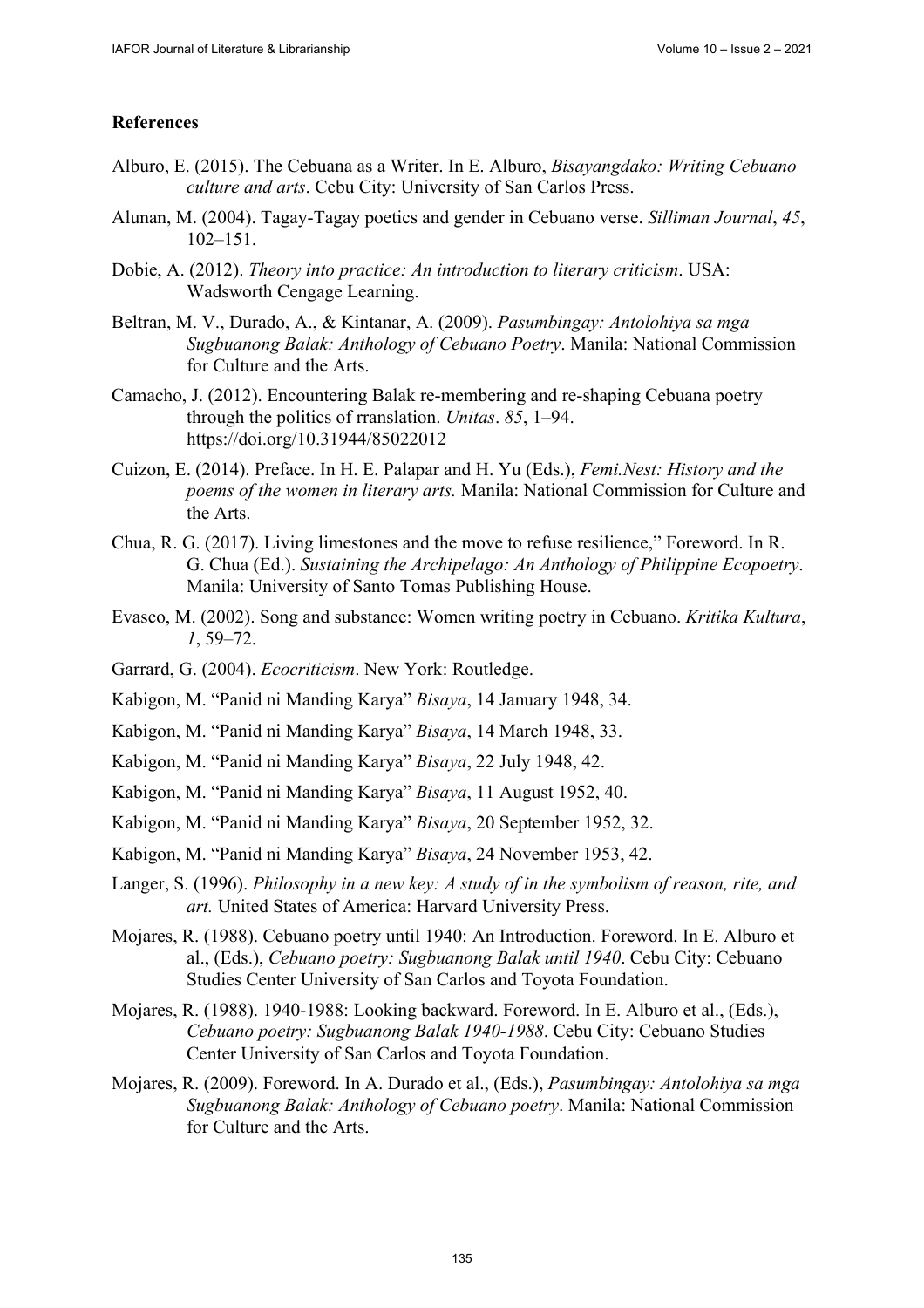## References

Alburo, E. (2015). The Cebuana as a Writer. In E. Alburo, *Bisayangdako: Writing Cebuano culture and arts*. Cebu City: University of San Carlos Press.

Alunan, M. (2004). Tagay-Tagay poetics and gender in Cebuano verse. *Silliman Journal*, *45*, 102–151.

Dobie, A. (2012). *Theory into practice: An introduction to literary criticism*. USA: Wadsworth Cengage Learning.

Beltran, M. V., Durado, A., & Kintanar, A. (2009). *Pasumbingay: Antolohiya sa mga Sugbuanong Balak: Anthology of Cebuano Poetry*. Manila: National Commission for Culture and the Arts.

Camacho, J. (2012). Encountering Balak re-membering and re-shaping Cebuana poetry through the politics of rranslation. *Unitas*. *85*, 1–94. https://doi.org/10.31944/85022012

Cuizon, E. (2014). Preface. In H. E. Palapar and H. Yu (Eds.), *Femi.Nest: History and the poems of the women in literary arts.* Manila: National Commission for Culture and the Arts.

Chua, R. G. (2017). Living limestones and the move to refuse resilience," Foreword. In R. G. Chua (Ed.). *Sustaining the Archipelago: An Anthology of Philippine Ecopoetry*. Manila: University of Santo Tomas Publishing House.

Evasco, M. (2002). Song and substance: Women writing poetry in Cebuano. *Kritika Kultura*, *1*, 59–72.

Garrard, G. (2004). *Ecocriticism*. New York: Routledge.

Kabigon, M. "Panid ni Manding Karya" *Bisaya*, 14 January 1948, 34.

Kabigon, M. "Panid ni Manding Karya" *Bisaya*, 14 March 1948, 33.

Kabigon, M. "Panid ni Manding Karya" *Bisaya*, 22 July 1948, 42.

Kabigon, M. "Panid ni Manding Karya" *Bisaya*, 11 August 1952, 40.

Kabigon, M. "Panid ni Manding Karya" *Bisaya*, 20 September 1952, 32.

Kabigon, M. "Panid ni Manding Karya" *Bisaya*, 24 November 1953, 42.

Langer, S. (1996). *Philosophy in a new key: A study of in the symbolism of reason, rite, and art.* United States of America: Harvard University Press.

Mojares, R. (1988). Cebuano poetry until 1940: An Introduction. Foreword. In E. Alburo et al., (Eds.), *Cebuano poetry: Sugbuanong Balak until 1940*. Cebu City: Cebuano Studies Center University of San Carlos and Toyota Foundation.

Mojares, R. (1988). 1940-1988: Looking backward. Foreword. In E. Alburo et al., (Eds.), *Cebuano poetry: Sugbuanong Balak 1940-1988*. Cebu City: Cebuano Studies Center University of San Carlos and Toyota Foundation.

Mojares, R. (2009). Foreword. In A. Durado et al., (Eds.), *Pasumbingay: Antolohiya sa mga Sugbuanong Balak: Anthology of Cebuano poetry*. Manila: National Commission for Culture and the Arts.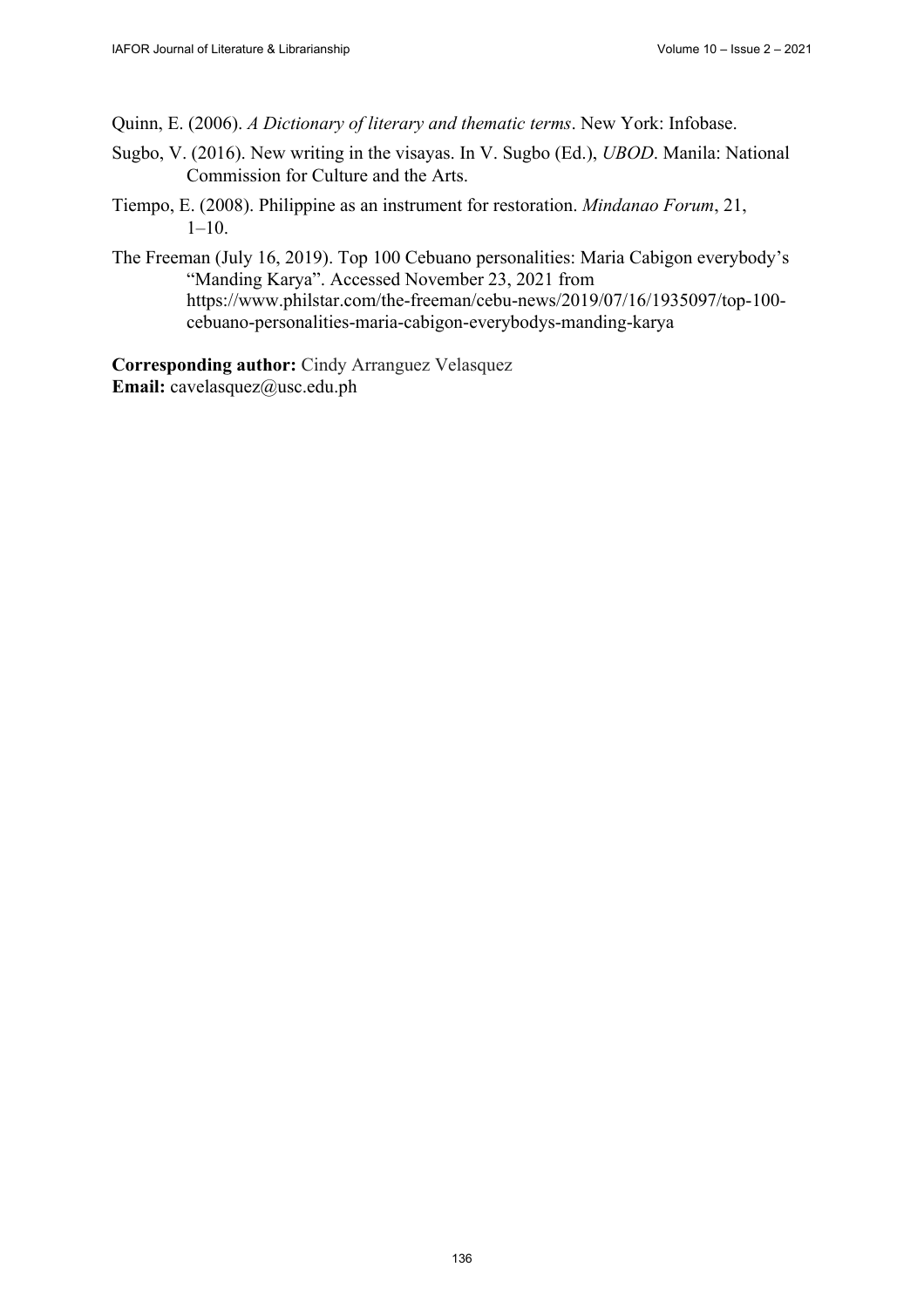Quinn, E. (2006). *A Dictionary of literary and thematic terms*. New York: Infobase.

Sugbo, V. (2016). New writing in the visayas. In V. Sugbo (Ed.), *UBOD*. Manila: National Commission for Culture and the Arts.

Tiempo, E. (2008). Philippine as an instrument for restoration. *Mindanao Forum*, 21, 1–10.

The Freeman (July 16, 2019). Top 100 Cebuano personalities: Maria Cabigon everybody's "Manding Karya". Accessed November 23, 2021 from https://www.philstar.com/the-freeman/cebu-news/2019/07/16/1935097/top-100-cebuano-personalities-maria-cabigon-everybodys-manding-karya

**Corresponding author:** Cindy Arranguez Velasquez
**Email:** cavelasquez@usc.edu.ph